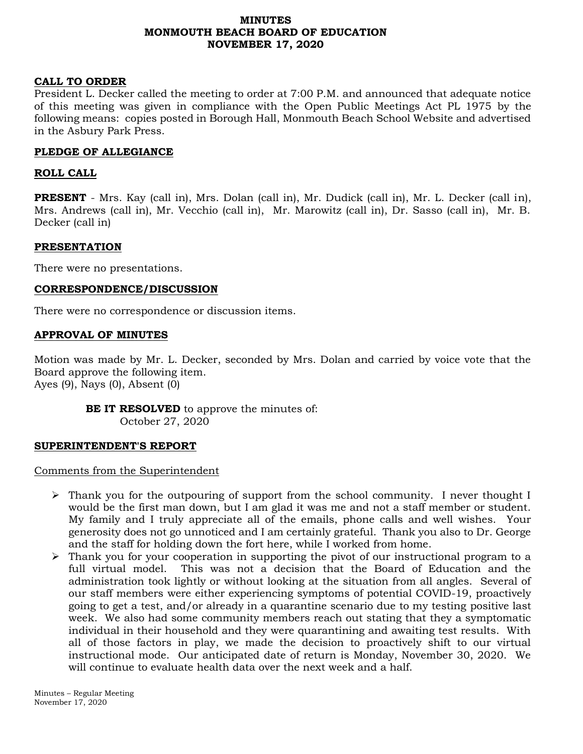# MINUTES
# MONMOUTH BEACH BOARD OF EDUCATION
# NOVEMBER 17, 2020

## CALL TO ORDER

President L. Decker called the meeting to order at 7:00 P.M. and announced that adequate notice of this meeting was given in compliance with the Open Public Meetings Act PL 1975 by the following means: copies posted in Borough Hall, Monmouth Beach School Website and advertised in the Asbury Park Press.

## PLEDGE OF ALLEGIANCE

## ROLL CALL

**PRESENT** - Mrs. Kay (call in), Mrs. Dolan (call in), Mr. Dudick (call in), Mr. L. Decker (call in), Mrs. Andrews (call in), Mr. Vecchio (call in), Mr. Marowitz (call in), Dr. Sasso (call in), Mr. B. Decker (call in)

## PRESENTATION

There were no presentations.

## CORRESPONDENCE/DISCUSSION

There were no correspondence or discussion items.

## APPROVAL OF MINUTES

Motion was made by Mr. L. Decker, seconded by Mrs. Dolan and carried by voice vote that the Board approve the following item.
Ayes (9), Nays (0), Absent (0)

> **BE IT RESOLVED** to approve the minutes of:
> October 27, 2020

## SUPERINTENDENT'S REPORT

Comments from the Superintendent

- Thank you for the outpouring of support from the school community. I never thought I would be the first man down, but I am glad it was me and not a staff member or student. My family and I truly appreciate all of the emails, phone calls and well wishes. Your generosity does not go unnoticed and I am certainly grateful. Thank you also to Dr. George and the staff for holding down the fort here, while I worked from home.
- Thank you for your cooperation in supporting the pivot of our instructional program to a full virtual model. This was not a decision that the Board of Education and the administration took lightly or without looking at the situation from all angles. Several of our staff members were either experiencing symptoms of potential COVID-19, proactively going to get a test, and/or already in a quarantine scenario due to my testing positive last week. We also had some community members reach out stating that they a symptomatic individual in their household and they were quarantining and awaiting test results. With all of those factors in play, we made the decision to proactively shift to our virtual instructional mode. Our anticipated date of return is Monday, November 30, 2020. We will continue to evaluate health data over the next week and a half.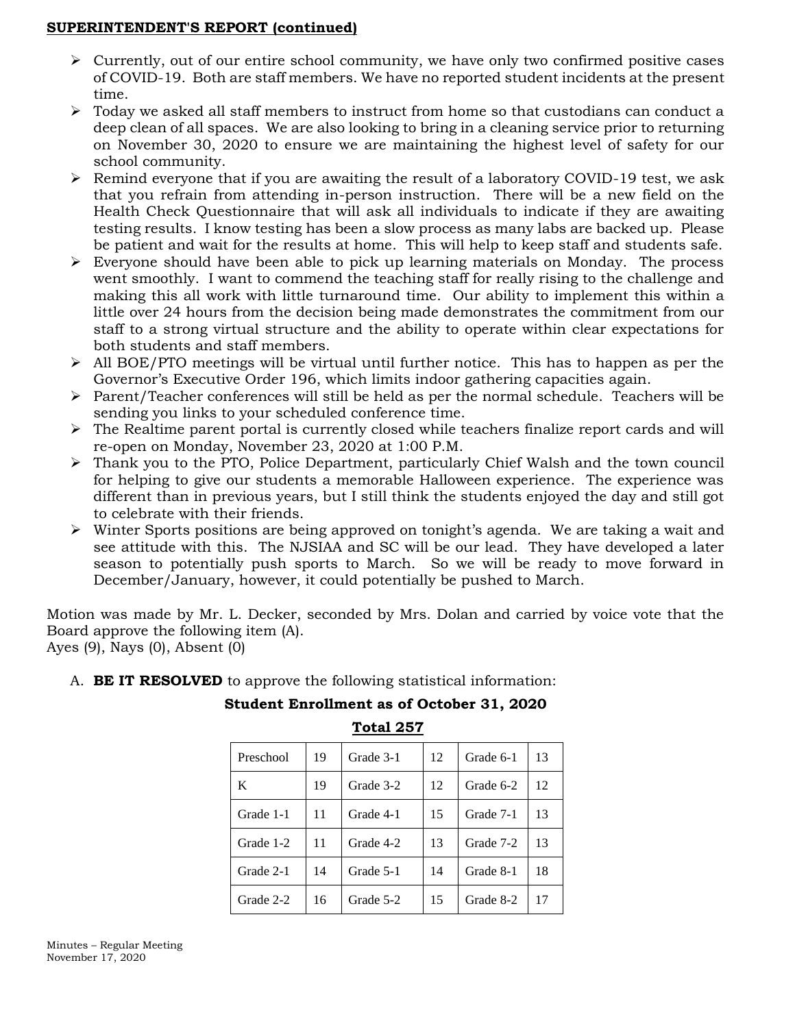**SUPERINTENDENT'S REPORT (continued)**

- Currently, out of our entire school community, we have only two confirmed positive cases of COVID-19. Both are staff members. We have no reported student incidents at the present time.
- Today we asked all staff members to instruct from home so that custodians can conduct a deep clean of all spaces. We are also looking to bring in a cleaning service prior to returning on November 30, 2020 to ensure we are maintaining the highest level of safety for our school community.
- Remind everyone that if you are awaiting the result of a laboratory COVID-19 test, we ask that you refrain from attending in-person instruction. There will be a new field on the Health Check Questionnaire that will ask all individuals to indicate if they are awaiting testing results. I know testing has been a slow process as many labs are backed up. Please be patient and wait for the results at home. This will help to keep staff and students safe.
- Everyone should have been able to pick up learning materials on Monday. The process went smoothly. I want to commend the teaching staff for really rising to the challenge and making this all work with little turnaround time. Our ability to implement this within a little over 24 hours from the decision being made demonstrates the commitment from our staff to a strong virtual structure and the ability to operate within clear expectations for both students and staff members.
- All BOE/PTO meetings will be virtual until further notice. This has to happen as per the Governor's Executive Order 196, which limits indoor gathering capacities again.
- Parent/Teacher conferences will still be held as per the normal schedule. Teachers will be sending you links to your scheduled conference time.
- The Realtime parent portal is currently closed while teachers finalize report cards and will re-open on Monday, November 23, 2020 at 1:00 P.M.
- Thank you to the PTO, Police Department, particularly Chief Walsh and the town council for helping to give our students a memorable Halloween experience. The experience was different than in previous years, but I still think the students enjoyed the day and still got to celebrate with their friends.
- Winter Sports positions are being approved on tonight's agenda. We are taking a wait and see attitude with this. The NJSIAA and SC will be our lead. They have developed a later season to potentially push sports to March. So we will be ready to move forward in December/January, however, it could potentially be pushed to March.

Motion was made by Mr. L. Decker, seconded by Mrs. Dolan and carried by voice vote that the Board approve the following item (A).
Ayes (9), Nays (0), Absent (0)

A. **BE IT RESOLVED** to approve the following statistical information:

**Student Enrollment as of October 31, 2020**

**Total 257**

| Preschool | 19 | Grade 3-1 | 12 | Grade 6-1 | 13 |
|---|---|---|---|---|---|
| K | 19 | Grade 3-2 | 12 | Grade 6-2 | 12 |
| Grade 1-1 | 11 | Grade 4-1 | 15 | Grade 7-1 | 13 |
| Grade 1-2 | 11 | Grade 4-2 | 13 | Grade 7-2 | 13 |
| Grade 2-1 | 14 | Grade 5-1 | 14 | Grade 8-1 | 18 |
| Grade 2-2 | 16 | Grade 5-2 | 15 | Grade 8-2 | 17 |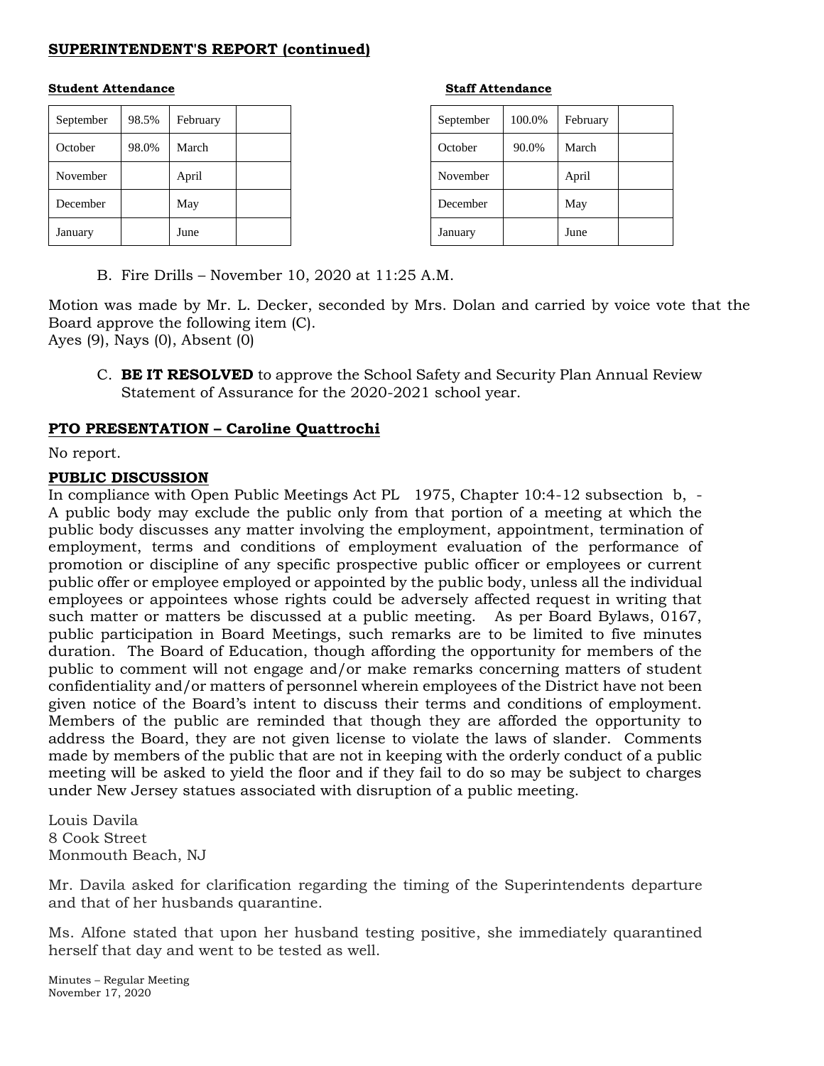## SUPERINTENDENT'S REPORT (continued)

**Student Attendance**

| September | 98.5% | February | |
|---|---|---|---|
| October | 98.0% | March | |
| November | | April | |
| December | | May | |
| January | | June | |

**Staff Attendance**

| September | 100.0% | February | |
|---|---|---|---|
| October | 90.0% | March | |
| November | | April | |
| December | | May | |
| January | | June | |

B. Fire Drills – November 10, 2020 at 11:25 A.M.

Motion was made by Mr. L. Decker, seconded by Mrs. Dolan and carried by voice vote that the Board approve the following item (C).
Ayes (9), Nays (0), Absent (0)

C. **BE IT RESOLVED** to approve the School Safety and Security Plan Annual Review Statement of Assurance for the 2020-2021 school year.

## PTO PRESENTATION – Caroline Quattrochi

No report.

## PUBLIC DISCUSSION

In compliance with Open Public Meetings Act PL 1975, Chapter 10:4-12 subsection b, - A public body may exclude the public only from that portion of a meeting at which the public body discusses any matter involving the employment, appointment, termination of employment, terms and conditions of employment evaluation of the performance of promotion or discipline of any specific prospective public officer or employees or current public offer or employee employed or appointed by the public body, unless all the individual employees or appointees whose rights could be adversely affected request in writing that such matter or matters be discussed at a public meeting. As per Board Bylaws, 0167, public participation in Board Meetings, such remarks are to be limited to five minutes duration. The Board of Education, though affording the opportunity for members of the public to comment will not engage and/or make remarks concerning matters of student confidentiality and/or matters of personnel wherein employees of the District have not been given notice of the Board's intent to discuss their terms and conditions of employment. Members of the public are reminded that though they are afforded the opportunity to address the Board, they are not given license to violate the laws of slander. Comments made by members of the public that are not in keeping with the orderly conduct of a public meeting will be asked to yield the floor and if they fail to do so may be subject to charges under New Jersey statues associated with disruption of a public meeting.

Louis Davila
8 Cook Street
Monmouth Beach, NJ

Mr. Davila asked for clarification regarding the timing of the Superintendents departure and that of her husbands quarantine.

Ms. Alfone stated that upon her husband testing positive, she immediately quarantined herself that day and went to be tested as well.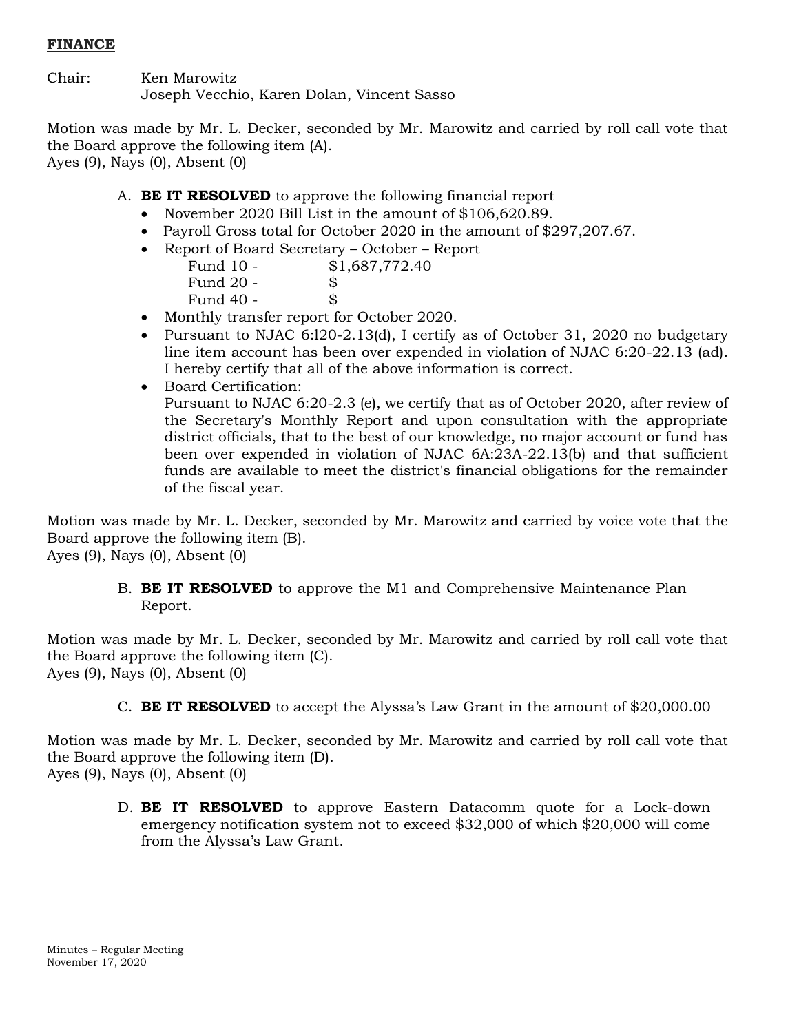**FINANCE**

Chair: Ken Marowitz
Joseph Vecchio, Karen Dolan, Vincent Sasso

Motion was made by Mr. L. Decker, seconded by Mr. Marowitz and carried by roll call vote that the Board approve the following item (A).
Ayes (9), Nays (0), Absent (0)

A. **BE IT RESOLVED** to approve the following financial report
   - November 2020 Bill List in the amount of $106,620.89.
   - Payroll Gross total for October 2020 in the amount of $297,207.67.
   - Report of Board Secretary – October – Report
     - Fund 10 - $1,687,772.40
     - Fund 20 - $
     - Fund 40 - $
   - Monthly transfer report for October 2020.
   - Pursuant to NJAC 6:l20-2.13(d), I certify as of October 31, 2020 no budgetary line item account has been over expended in violation of NJAC 6:20-22.13 (ad). I hereby certify that all of the above information is correct.
   - Board Certification:
     Pursuant to NJAC 6:20-2.3 (e), we certify that as of October 2020, after review of the Secretary's Monthly Report and upon consultation with the appropriate district officials, that to the best of our knowledge, no major account or fund has been over expended in violation of NJAC 6A:23A-22.13(b) and that sufficient funds are available to meet the district's financial obligations for the remainder of the fiscal year.

Motion was made by Mr. L. Decker, seconded by Mr. Marowitz and carried by voice vote that the Board approve the following item (B).
Ayes (9), Nays (0), Absent (0)

B. **BE IT RESOLVED** to approve the M1 and Comprehensive Maintenance Plan Report.

Motion was made by Mr. L. Decker, seconded by Mr. Marowitz and carried by roll call vote that the Board approve the following item (C).
Ayes (9), Nays (0), Absent (0)

C. **BE IT RESOLVED** to accept the Alyssa's Law Grant in the amount of $20,000.00

Motion was made by Mr. L. Decker, seconded by Mr. Marowitz and carried by roll call vote that the Board approve the following item (D).
Ayes (9), Nays (0), Absent (0)

D. **BE IT RESOLVED** to approve Eastern Datacomm quote for a Lock-down emergency notification system not to exceed $32,000 of which $20,000 will come from the Alyssa's Law Grant.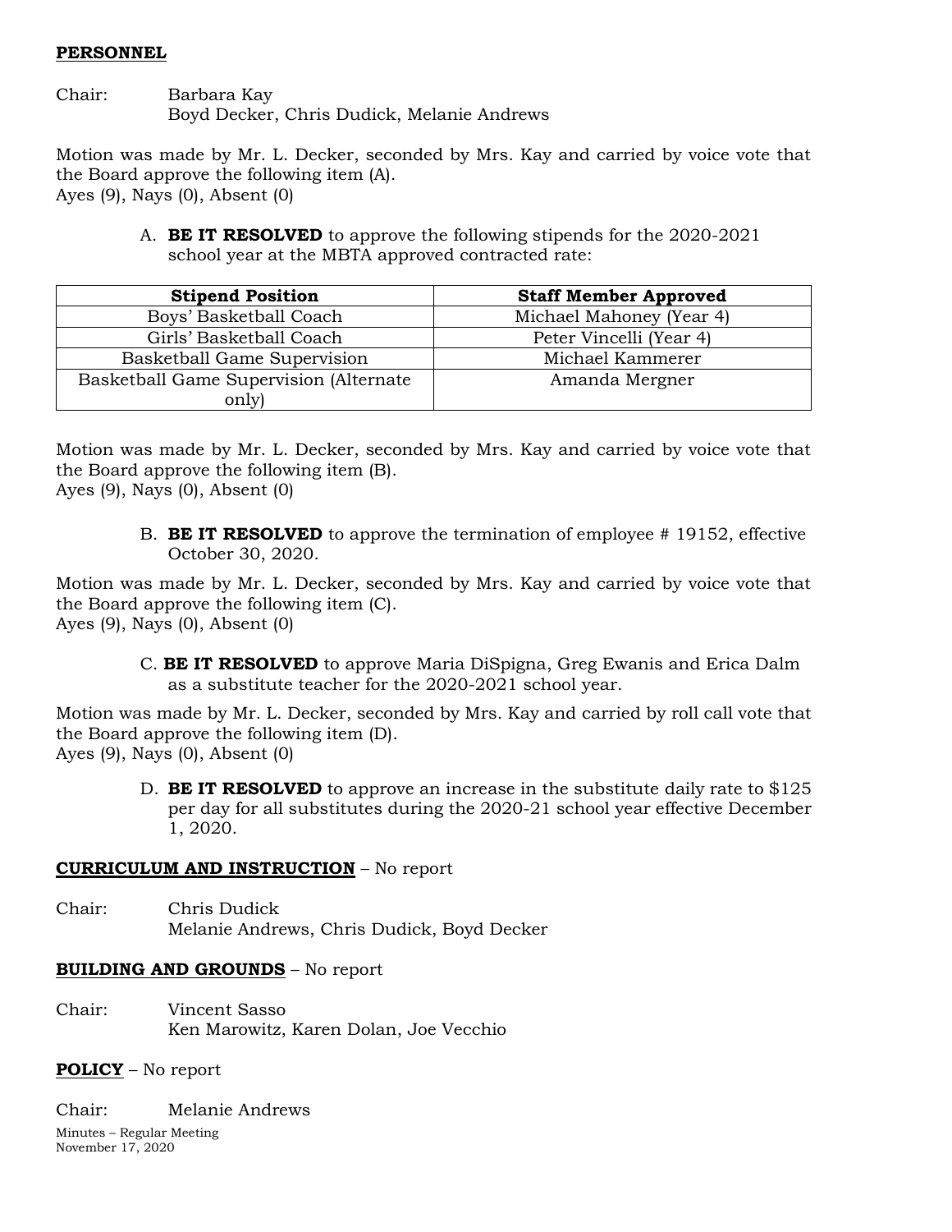**PERSONNEL**

Chair: Barbara Kay
Boyd Decker, Chris Dudick, Melanie Andrews

Motion was made by Mr. L. Decker, seconded by Mrs. Kay and carried by voice vote that the Board approve the following item (A).
Ayes (9), Nays (0), Absent (0)

A. **BE IT RESOLVED** to approve the following stipends for the 2020-2021 school year at the MBTA approved contracted rate:

| Stipend Position | Staff Member Approved |
|---|---|
| Boys' Basketball Coach | Michael Mahoney (Year 4) |
| Girls' Basketball Coach | Peter Vincelli (Year 4) |
| Basketball Game Supervision | Michael Kammerer |
| Basketball Game Supervision (Alternate only) | Amanda Mergner |

Motion was made by Mr. L. Decker, seconded by Mrs. Kay and carried by voice vote that the Board approve the following item (B).
Ayes (9), Nays (0), Absent (0)

B. **BE IT RESOLVED** to approve the termination of employee # 19152, effective October 30, 2020.

Motion was made by Mr. L. Decker, seconded by Mrs. Kay and carried by voice vote that the Board approve the following item (C).
Ayes (9), Nays (0), Absent (0)

C. **BE IT RESOLVED** to approve Maria DiSpigna, Greg Ewanis and Erica Dalm as a substitute teacher for the 2020-2021 school year.

Motion was made by Mr. L. Decker, seconded by Mrs. Kay and carried by roll call vote that the Board approve the following item (D).
Ayes (9), Nays (0), Absent (0)

D. **BE IT RESOLVED** to approve an increase in the substitute daily rate to $125 per day for all substitutes during the 2020-21 school year effective December 1, 2020.

**CURRICULUM AND INSTRUCTION** – No report

Chair: Chris Dudick
Melanie Andrews, Chris Dudick, Boyd Decker

**BUILDING AND GROUNDS** – No report

Chair: Vincent Sasso
Ken Marowitz, Karen Dolan, Joe Vecchio

**POLICY** – No report

Chair: Melanie Andrews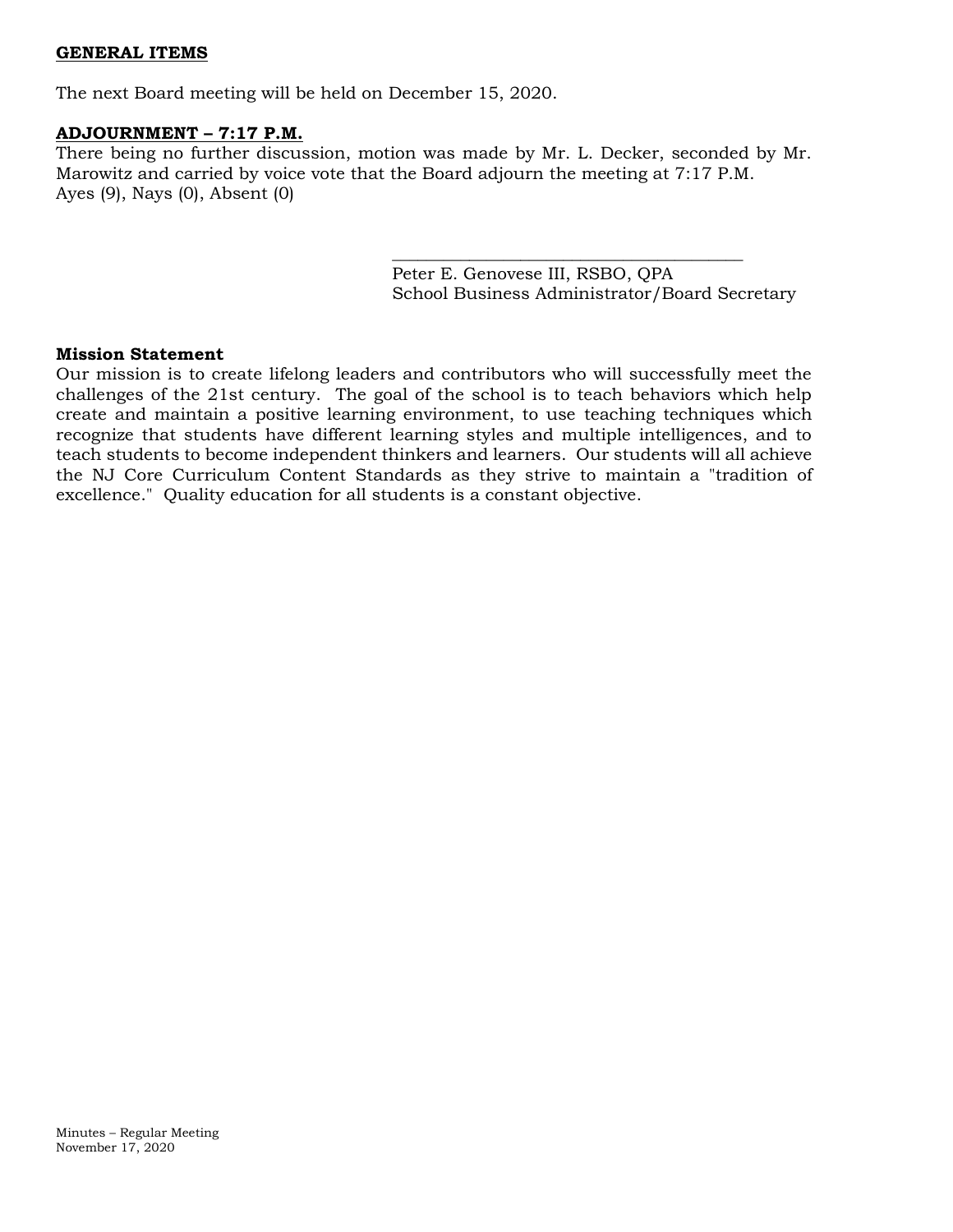**GENERAL ITEMS**

The next Board meeting will be held on December 15, 2020.

**ADJOURNMENT – 7:17 P.M.**

There being no further discussion, motion was made by Mr. L. Decker, seconded by Mr. Marowitz and carried by voice vote that the Board adjourn the meeting at 7:17 P.M.
Ayes (9), Nays (0), Absent (0)

\_\_\_\_\_\_\_\_\_\_\_\_\_\_\_\_\_\_\_\_\_\_\_\_\_\_\_\_\_\_\_\_\_\_\_\_\_\_\_\_\_\_
Peter E. Genovese III, RSBO, QPA
School Business Administrator/Board Secretary

**Mission Statement**

Our mission is to create lifelong leaders and contributors who will successfully meet the challenges of the 21st century. The goal of the school is to teach behaviors which help create and maintain a positive learning environment, to use teaching techniques which recognize that students have different learning styles and multiple intelligences, and to teach students to become independent thinkers and learners. Our students will all achieve the NJ Core Curriculum Content Standards as they strive to maintain a "tradition of excellence." Quality education for all students is a constant objective.